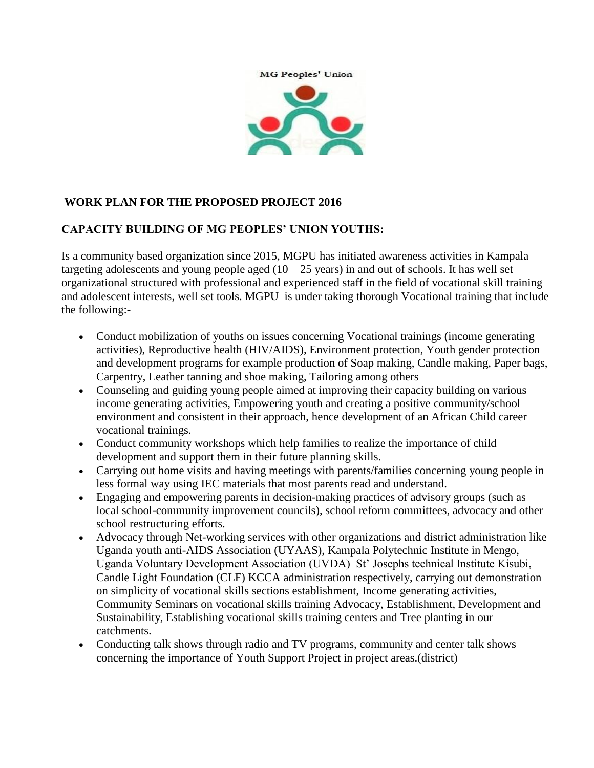MG Peoples' Union

**WORK PLAN FOR THE PROPOSED PROJECT 2016**

**CAPACITY BUILDING OF MG PEOPLES' UNION YOUTHS:**

Is a community based organization since 2015, MGPU has initiated awareness activities in Kampala targeting adolescents and young people aged (10 – 25 years) in and out of schools. It has well set organizational structured with professional and experienced staff in the field of vocational skill training and adolescent interests, well set tools. MGPU is under taking thorough Vocational training that include the following:-

- Conduct mobilization of youths on issues concerning Vocational trainings (income generating activities), Reproductive health (HIV/AIDS), Environment protection, Youth gender protection and development programs for example production of Soap making, Candle making, Paper bags, Carpentry, Leather tanning and shoe making, Tailoring among others
- Counseling and guiding young people aimed at improving their capacity building on various income generating activities, Empowering youth and creating a positive community/school environment and consistent in their approach, hence development of an African Child career vocational trainings.
- Conduct community workshops which help families to realize the importance of child development and support them in their future planning skills.
- Carrying out home visits and having meetings with parents/families concerning young people in less formal way using IEC materials that most parents read and understand.
- Engaging and empowering parents in decision-making practices of advisory groups (such as local school-community improvement councils), school reform committees, advocacy and other school restructuring efforts.
- Advocacy through Net-working services with other organizations and district administration like Uganda youth anti-AIDS Association (UYAAS), Kampala Polytechnic Institute in Mengo, Uganda Voluntary Development Association (UVDA) St' Josephs technical Institute Kisubi, Candle Light Foundation (CLF) KCCA administration respectively, carrying out demonstration on simplicity of vocational skills sections establishment, Income generating activities, Community Seminars on vocational skills training Advocacy, Establishment, Development and Sustainability, Establishing vocational skills training centers and Tree planting in our catchments.
- Conducting talk shows through radio and TV programs, community and center talk shows concerning the importance of Youth Support Project in project areas.(district)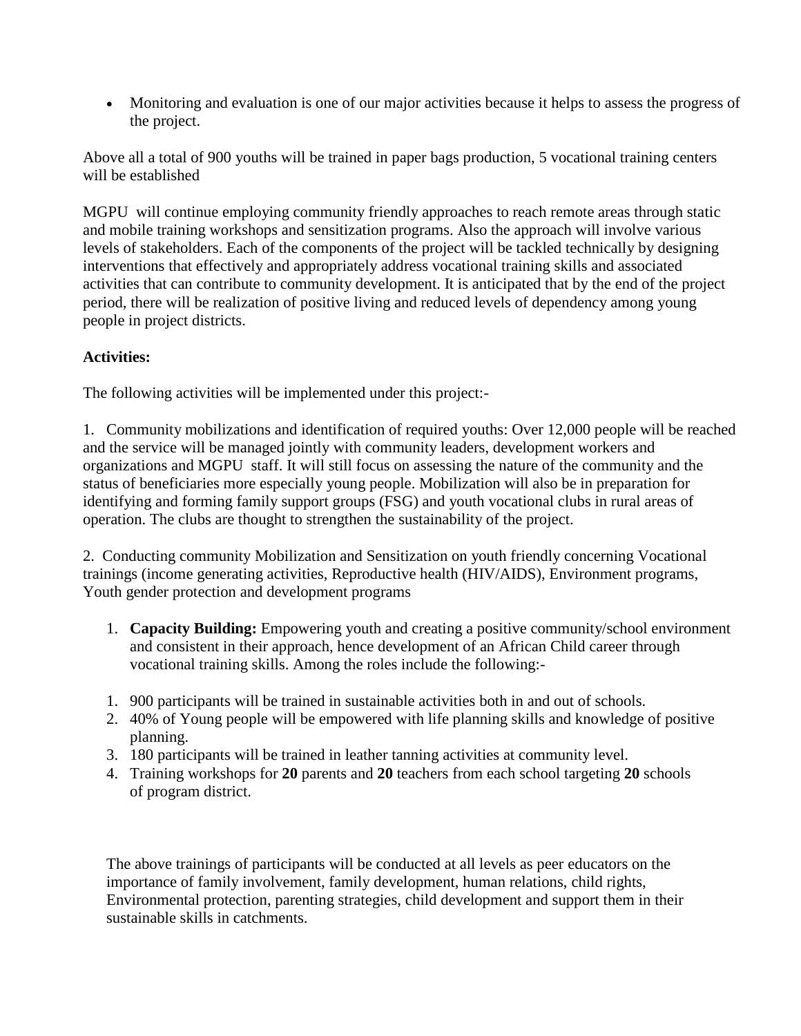- Monitoring and evaluation is one of our major activities because it helps to assess the progress of the project.

Above all a total of 900 youths will be trained in paper bags production, 5 vocational training centers will be established

MGPU will continue employing community friendly approaches to reach remote areas through static and mobile training workshops and sensitization programs. Also the approach will involve various levels of stakeholders. Each of the components of the project will be tackled technically by designing interventions that effectively and appropriately address vocational training skills and associated activities that can contribute to community development. It is anticipated that by the end of the project period, there will be realization of positive living and reduced levels of dependency among young people in project districts.

**Activities:**

The following activities will be implemented under this project:-

1. Community mobilizations and identification of required youths: Over 12,000 people will be reached and the service will be managed jointly with community leaders, development workers and organizations and MGPU staff. It will still focus on assessing the nature of the community and the status of beneficiaries more especially young people. Mobilization will also be in preparation for identifying and forming family support groups (FSG) and youth vocational clubs in rural areas of operation. The clubs are thought to strengthen the sustainability of the project.

2. Conducting community Mobilization and Sensitization on youth friendly concerning Vocational trainings (income generating activities, Reproductive health (HIV/AIDS), Environment programs, Youth gender protection and development programs

1. **Capacity Building:** Empowering youth and creating a positive community/school environment and consistent in their approach, hence development of an African Child career through vocational training skills. Among the roles include the following:-

1. 900 participants will be trained in sustainable activities both in and out of schools.
2. 40% of Young people will be empowered with life planning skills and knowledge of positive planning.
3. 180 participants will be trained in leather tanning activities at community level.
4. Training workshops for **20** parents and **20** teachers from each school targeting **20** schools of program district.

The above trainings of participants will be conducted at all levels as peer educators on the importance of family involvement, family development, human relations, child rights, Environmental protection, parenting strategies, child development and support them in their sustainable skills in catchments.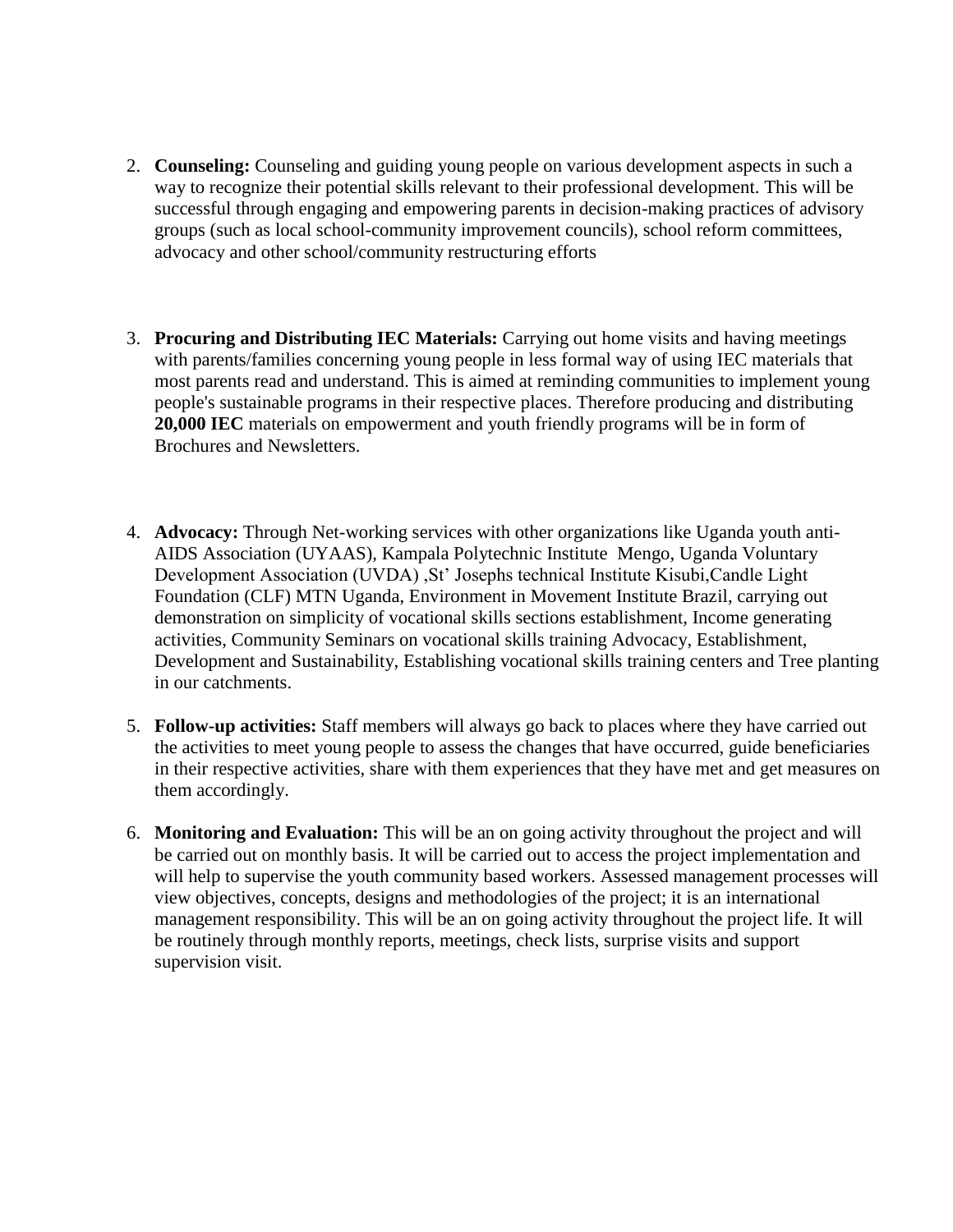2. **Counseling:** Counseling and guiding young people on various development aspects in such a way to recognize their potential skills relevant to their professional development. This will be successful through engaging and empowering parents in decision-making practices of advisory groups (such as local school-community improvement councils), school reform committees, advocacy and other school/community restructuring efforts

3. **Procuring and Distributing IEC Materials:** Carrying out home visits and having meetings with parents/families concerning young people in less formal way of using IEC materials that most parents read and understand. This is aimed at reminding communities to implement young people's sustainable programs in their respective places. Therefore producing and distributing **20,000 IEC** materials on empowerment and youth friendly programs will be in form of Brochures and Newsletters.

4. **Advocacy:** Through Net-working services with other organizations like Uganda youth anti-AIDS Association (UYAAS), Kampala Polytechnic Institute Mengo, Uganda Voluntary Development Association (UVDA) ,St' Josephs technical Institute Kisubi,Candle Light Foundation (CLF) MTN Uganda, Environment in Movement Institute Brazil, carrying out demonstration on simplicity of vocational skills sections establishment, Income generating activities, Community Seminars on vocational skills training Advocacy, Establishment, Development and Sustainability, Establishing vocational skills training centers and Tree planting in our catchments.

5. **Follow-up activities:** Staff members will always go back to places where they have carried out the activities to meet young people to assess the changes that have occurred, guide beneficiaries in their respective activities, share with them experiences that they have met and get measures on them accordingly.

6. **Monitoring and Evaluation:** This will be an on going activity throughout the project and will be carried out on monthly basis. It will be carried out to access the project implementation and will help to supervise the youth community based workers. Assessed management processes will view objectives, concepts, designs and methodologies of the project; it is an international management responsibility. This will be an on going activity throughout the project life. It will be routinely through monthly reports, meetings, check lists, surprise visits and support supervision visit.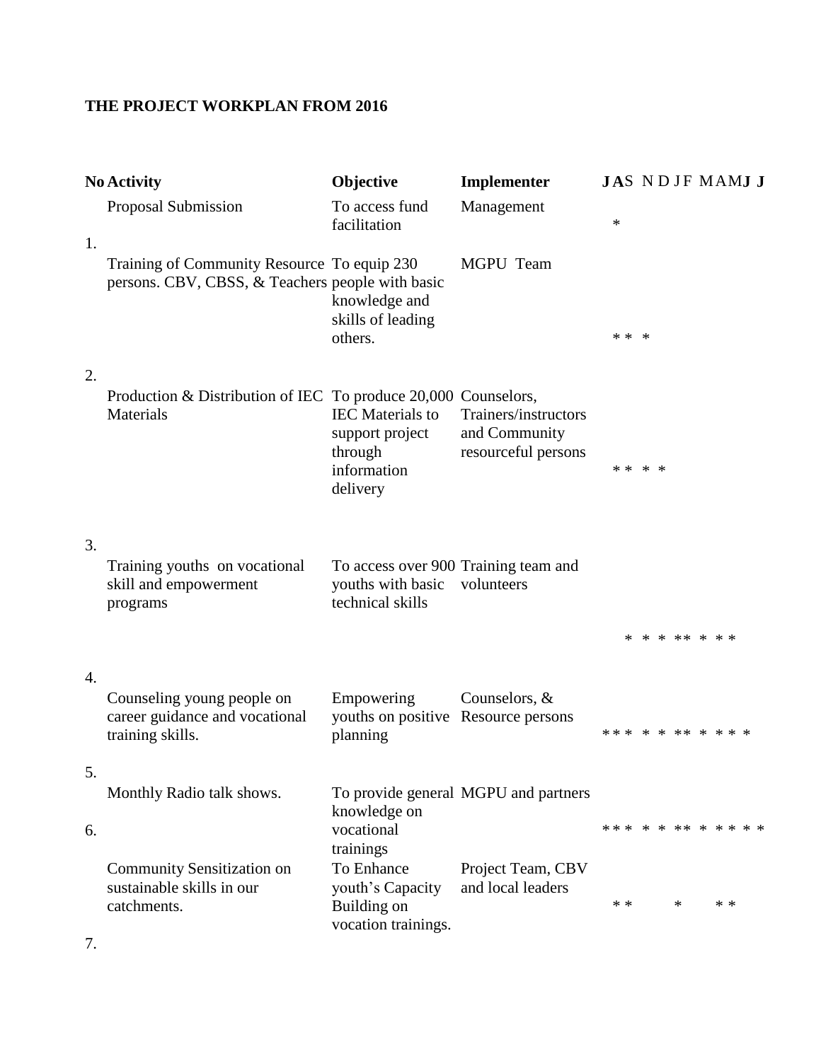**THE PROJECT WORKPLAN FROM 2016**

| No | Activity | Objective | Implementer | J A S N D J F M A M J J |
|---|---|---|---|---|
| 1. | Proposal Submission | To access fund facilitation | Management | * |
| 2. | Training of Community Resource persons. CBV, CBSS, & Teachers | To equip 230 people with basic knowledge and skills of leading others. | MGPU Team | * * * |
| 3. | Production & Distribution of IEC Materials | To produce 20,000 IEC Materials to support project through information delivery | Counselors, Trainers/instructors and Community resourceful persons | * * * * |
| 4. | Training youths on vocational skill and empowerment programs | To access over 900 youths with basic technical skills | Training team and volunteers | * * * ** * * * |
| 5. | Counseling young people on career guidance and vocational training skills. | Empowering youths on positive planning | Counselors, & Resource persons | *** * * ** * * * * |
| 6. | Monthly Radio talk shows. | To provide general knowledge on vocational trainings | MGPU and partners | *** * * ** * * * * * |
| 7. | Community Sensitization on sustainable skills in our catchments. | To Enhance youth's Capacity Building on vocation trainings. | Project Team, CBV and local leaders | * * * * * |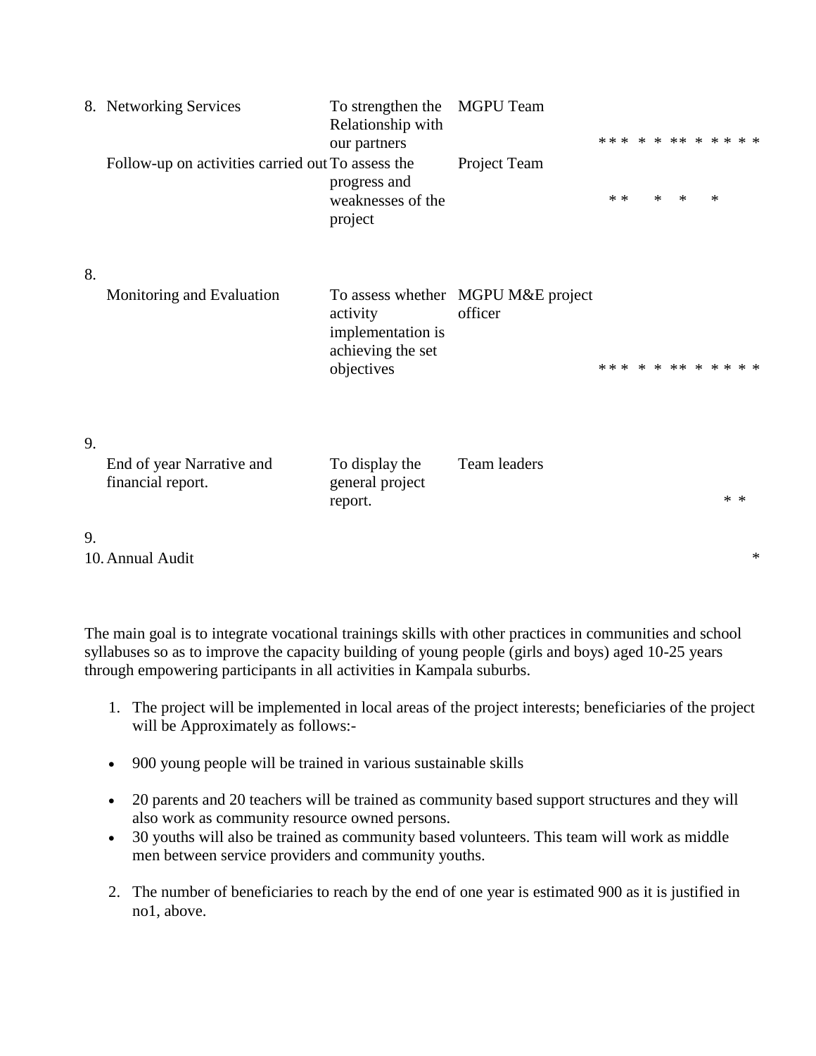| | Activity | Objective | Responsible | Schedule |
|---|---|---|---|---|
| 8. | Networking Services | To strengthen the Relationship with our partners | MGPU Team | *** * * ** * * * * * |
| | Follow-up on activities carried out | To assess the progress and weaknesses of the project | Project Team | ** * * * |
| 8. | Monitoring and Evaluation | To assess whether activity implementation is achieving the set objectives | MGPU M&E project officer | *** * * ** * * * * * |
| 9. | End of year Narrative and financial report. | To display the general project report. | Team leaders | * * |
| 9. 10. | Annual Audit | | | * |

The main goal is to integrate vocational trainings skills with other practices in communities and school syllabuses so as to improve the capacity building of young people (girls and boys) aged 10-25 years through empowering participants in all activities in Kampala suburbs.

1. The project will be implemented in local areas of the project interests; beneficiaries of the project will be Approximately as follows:-

- 900 young people will be trained in various sustainable skills
- 20 parents and 20 teachers will be trained as community based support structures and they will also work as community resource owned persons.
- 30 youths will also be trained as community based volunteers. This team will work as middle men between service providers and community youths.

2. The number of beneficiaries to reach by the end of one year is estimated 900 as it is justified in no1, above.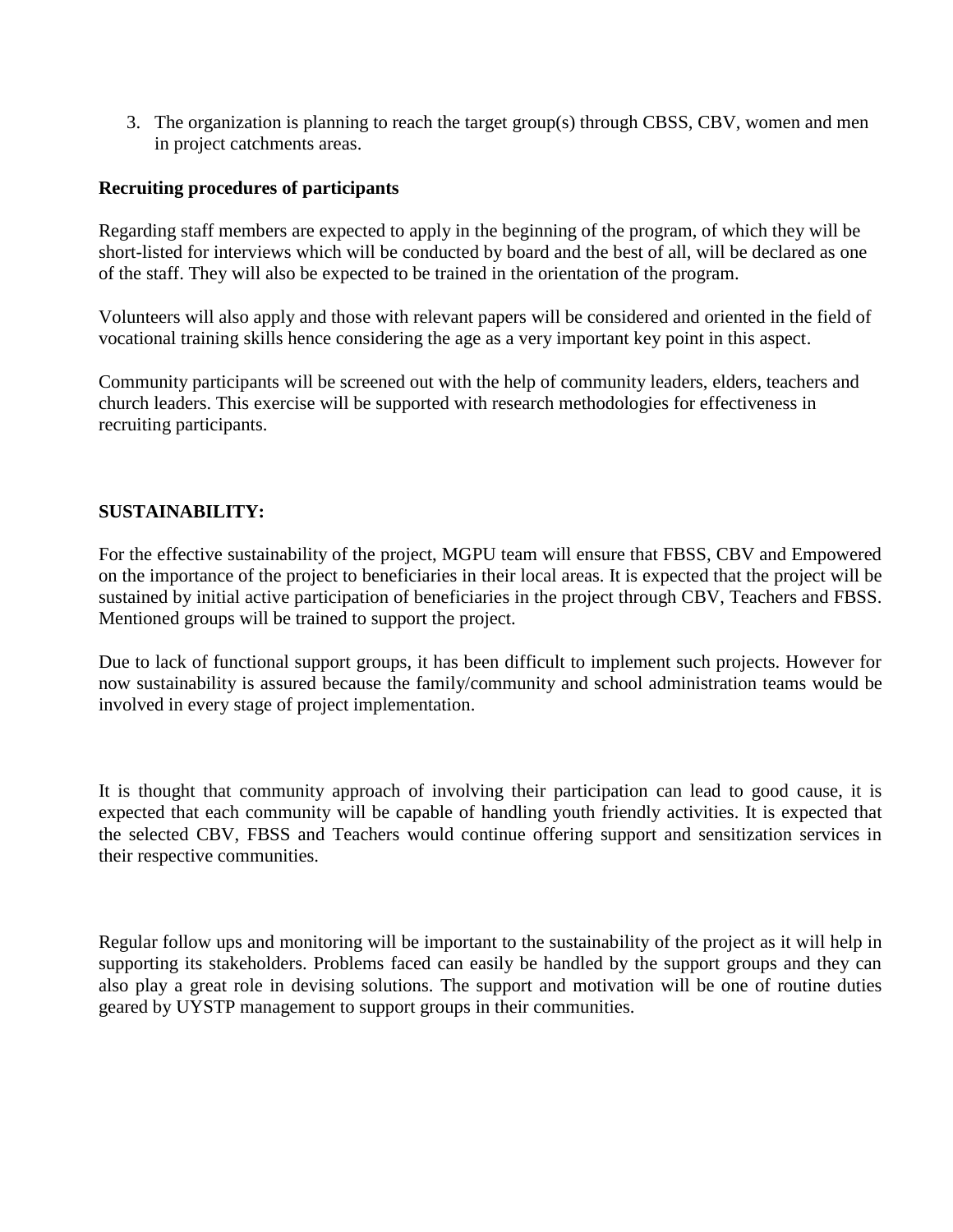3. The organization is planning to reach the target group(s) through CBSS, CBV, women and men in project catchments areas.

**Recruiting procedures of participants**

Regarding staff members are expected to apply in the beginning of the program, of which they will be short-listed for interviews which will be conducted by board and the best of all, will be declared as one of the staff. They will also be expected to be trained in the orientation of the program.

Volunteers will also apply and those with relevant papers will be considered and oriented in the field of vocational training skills hence considering the age as a very important key point in this aspect.

Community participants will be screened out with the help of community leaders, elders, teachers and church leaders. This exercise will be supported with research methodologies for effectiveness in recruiting participants.

**SUSTAINABILITY:**

For the effective sustainability of the project, MGPU team will ensure that FBSS, CBV and Empowered on the importance of the project to beneficiaries in their local areas. It is expected that the project will be sustained by initial active participation of beneficiaries in the project through CBV, Teachers and FBSS. Mentioned groups will be trained to support the project.

Due to lack of functional support groups, it has been difficult to implement such projects. However for now sustainability is assured because the family/community and school administration teams would be involved in every stage of project implementation.

It is thought that community approach of involving their participation can lead to good cause, it is expected that each community will be capable of handling youth friendly activities. It is expected that the selected CBV, FBSS and Teachers would continue offering support and sensitization services in their respective communities.

Regular follow ups and monitoring will be important to the sustainability of the project as it will help in supporting its stakeholders. Problems faced can easily be handled by the support groups and they can also play a great role in devising solutions. The support and motivation will be one of routine duties geared by UYSTP management to support groups in their communities.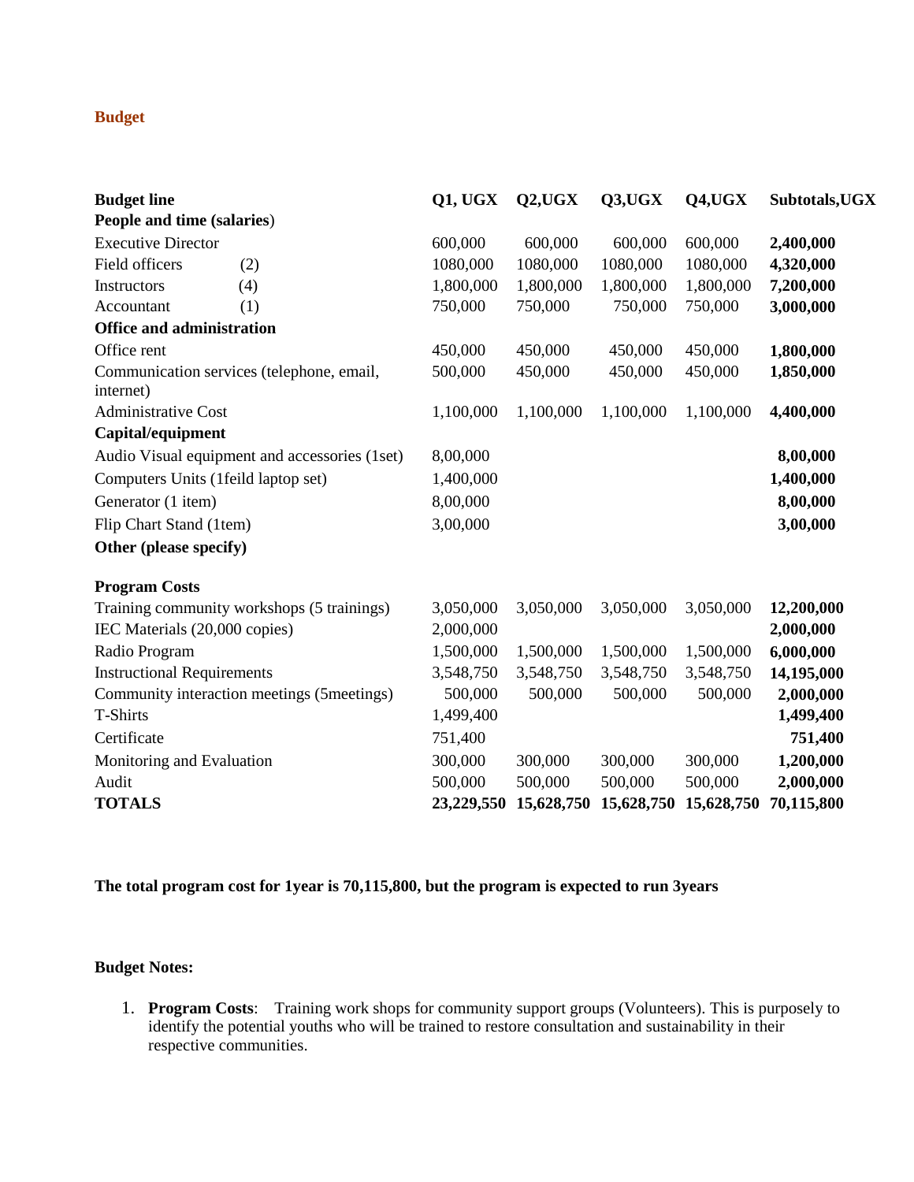## Budget

| Budget line | | Q1, UGX | Q2,UGX | Q3,UGX | Q4,UGX | Subtotals,UGX |
|---|---|---|---|---|---|---|
| **People and time (salaries)** | | | | | | |
| Executive Director | | 600,000 | 600,000 | 600,000 | 600,000 | **2,400,000** |
| Field officers | (2) | 1080,000 | 1080,000 | 1080,000 | 1080,000 | **4,320,000** |
| Instructors | (4) | 1,800,000 | 1,800,000 | 1,800,000 | 1,800,000 | **7,200,000** |
| Accountant | (1) | 750,000 | 750,000 | 750,000 | 750,000 | **3,000,000** |
| **Office and administration** | | | | | | |
| Office rent | | 450,000 | 450,000 | 450,000 | 450,000 | **1,800,000** |
| Communication services (telephone, email, internet) | | 500,000 | 450,000 | 450,000 | 450,000 | **1,850,000** |
| Administrative Cost | | 1,100,000 | 1,100,000 | 1,100,000 | 1,100,000 | **4,400,000** |
| **Capital/equipment** | | | | | | |
| Audio Visual equipment and accessories (1set) | | 8,00,000 | | | | **8,00,000** |
| Computers Units (1feild laptop set) | | 1,400,000 | | | | **1,400,000** |
| Generator (1 item) | | 8,00,000 | | | | **8,00,000** |
| Flip Chart Stand (1tem) | | 3,00,000 | | | | **3,00,000** |
| **Other (please specify)** | | | | | | |
| **Program Costs** | | | | | | |
| Training community workshops (5 trainings) | | 3,050,000 | 3,050,000 | 3,050,000 | 3,050,000 | **12,200,000** |
| IEC Materials (20,000 copies) | | 2,000,000 | | | | **2,000,000** |
| Radio Program | | 1,500,000 | 1,500,000 | 1,500,000 | 1,500,000 | **6,000,000** |
| Instructional Requirements | | 3,548,750 | 3,548,750 | 3,548,750 | 3,548,750 | **14,195,000** |
| Community interaction meetings (5meetings) | | 500,000 | 500,000 | 500,000 | 500,000 | **2,000,000** |
| T-Shirts | | 1,499,400 | | | | **1,499,400** |
| Certificate | | 751,400 | | | | **751,400** |
| Monitoring and Evaluation | | 300,000 | 300,000 | 300,000 | 300,000 | **1,200,000** |
| Audit | | 500,000 | 500,000 | 500,000 | 500,000 | **2,000,000** |
| **TOTALS** | | **23,229,550** | **15,628,750** | **15,628,750** | **15,628,750** | **70,115,800** |

**The total program cost for 1year is 70,115,800, but the program is expected to run 3years**

**Budget Notes:**

1. **Program Costs**: Training work shops for community support groups (Volunteers). This is purposely to identify the potential youths who will be trained to restore consultation and sustainability in their respective communities.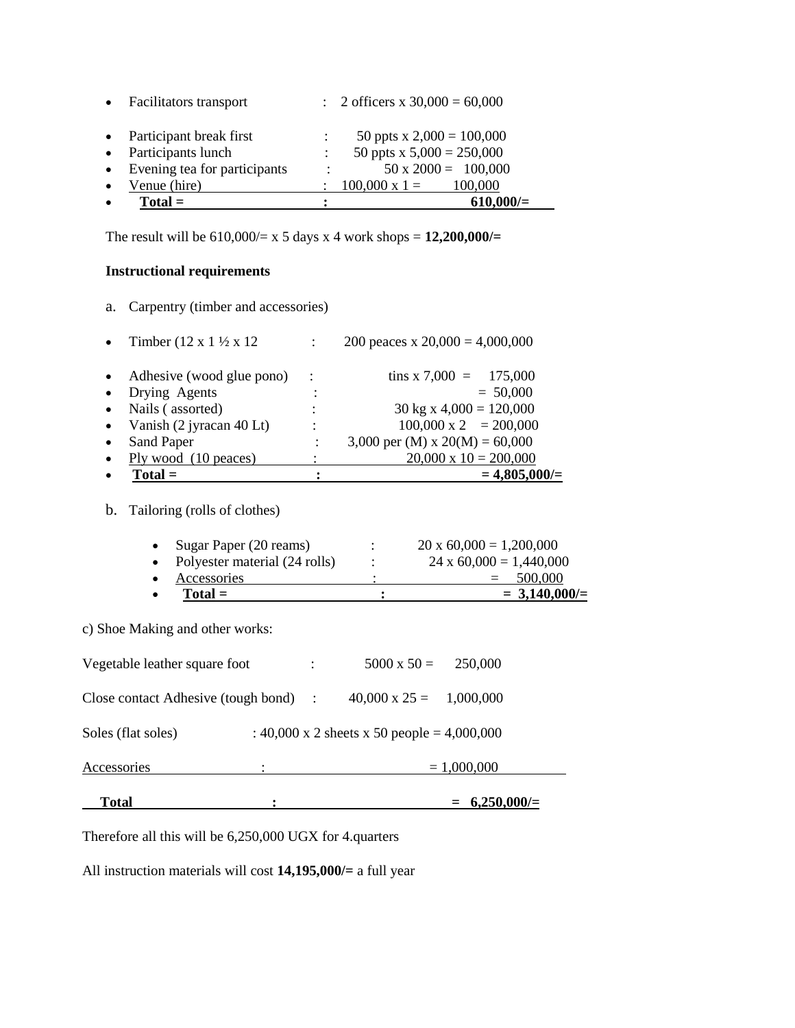- Facilitators transport : 2 officers x 30,000 = 60,000

- Participant break first : 50 ppts x 2,000 = 100,000
- Participants lunch : 50 ppts x 5,000 = 250,000
- Evening tea for participants : 50 x 2000 = 100,000
- Venue (hire) : 100,000 x 1 = 100,000
- **Total = : 610,000/=**

The result will be 610,000/= x 5 days x 4 work shops = **12,200,000/=**

**Instructional requirements**

a. Carpentry (timber and accessories)

- Timber (12 x 1 ½ x 12 : 200 peaces x 20,000 = 4,000,000

- Adhesive (wood glue pono) : tins x 7,000 = 175,000
- Drying Agents : = 50,000
- Nails ( assorted) : 30 kg x 4,000 = 120,000
- Vanish (2 jyracan 40 Lt) : 100,000 x 2 = 200,000
- Sand Paper : 3,000 per (M) x 20(M) = 60,000
- Ply wood (10 peaces) : 20,000 x 10 = 200,000
- **Total = : = 4,805,000/=**

b. Tailoring (rolls of clothes)

- Sugar Paper (20 reams) : 20 x 60,000 = 1,200,000
- Polyester material (24 rolls) : 24 x 60,000 = 1,440,000
- Accessories : = 500,000
- **Total = : = 3,140,000/=**

c) Shoe Making and other works:

Vegetable leather square foot : 5000 x 50 = 250,000

Close contact Adhesive (tough bond) : 40,000 x 25 = 1,000,000

Soles (flat soles) : 40,000 x 2 sheets x 50 people = 4,000,000

Accessories : = 1,000,000

**Total : = 6,250,000/=**

Therefore all this will be 6,250,000 UGX for 4.quarters

All instruction materials will cost **14,195,000/=** a full year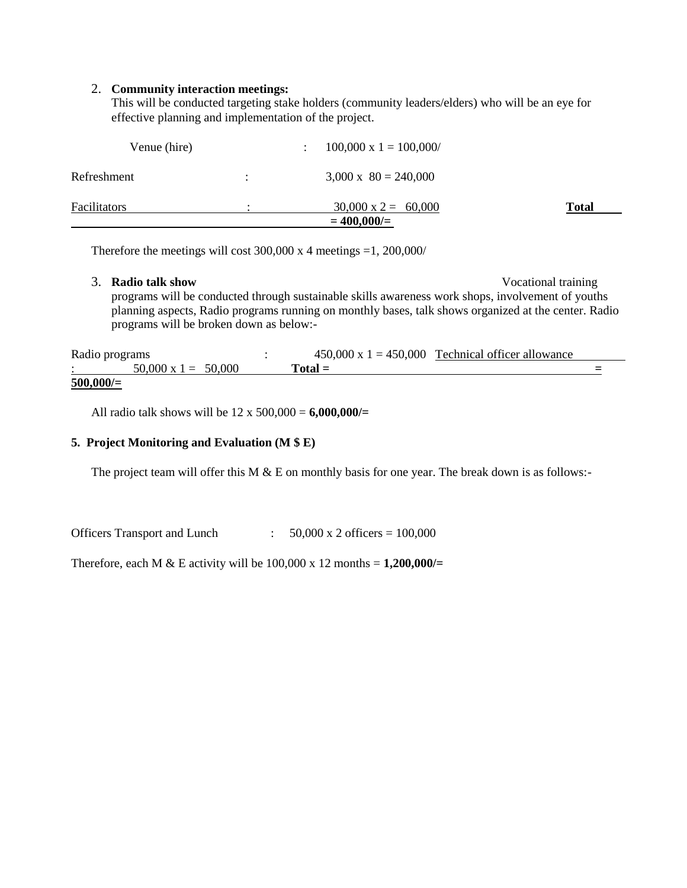2. **Community interaction meetings:**
   This will be conducted targeting stake holders (community leaders/elders) who will be an eye for effective planning and implementation of the project.

Venue (hire) : 100,000 x 1 = 100,000/

Refreshment : 3,000 x 80 = 240,000

Facilitators : 30,000 x 2 = 60,000 **Total**

**= 400,000/=**

Therefore the meetings will cost 300,000 x 4 meetings =1, 200,000/

3. **Radio talk show** Vocational training programs will be conducted through sustainable skills awareness work shops, involvement of youths planning aspects, Radio programs running on monthly bases, talk shows organized at the center. Radio programs will be broken down as below:-

Radio programs : 450,000 x 1 = 450,000 Technical officer allowance : 50,000 x 1 = 50,000 **Total = = 500,000/=**

All radio talk shows will be 12 x 500,000 = **6,000,000/=**

**5. Project Monitoring and Evaluation (M $ E)**

The project team will offer this M & E on monthly basis for one year. The break down is as follows:-

Officers Transport and Lunch : 50,000 x 2 officers = 100,000

Therefore, each M & E activity will be 100,000 x 12 months = **1,200,000/=**